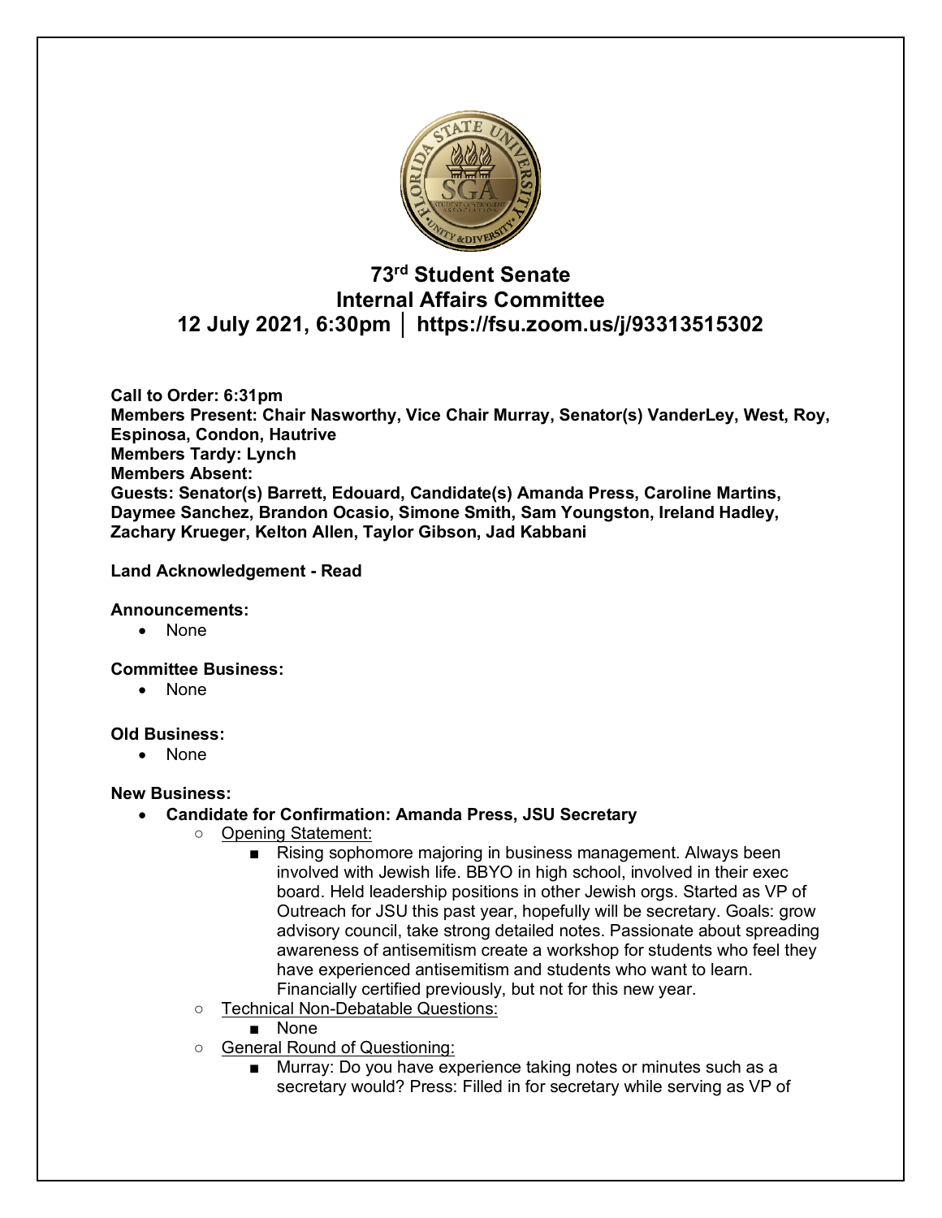# 73rd Student Senate
## Internal Affairs Committee
### 12 July 2021, 6:30pm │ https://fsu.zoom.us/j/93313515302

**Call to Order: 6:31pm**
**Members Present: Chair Nasworthy, Vice Chair Murray, Senator(s) VanderLey, West, Roy, Espinosa, Condon, Hautrive**
**Members Tardy: Lynch**
**Members Absent:**
**Guests: Senator(s) Barrett, Edouard, Candidate(s) Amanda Press, Caroline Martins, Daymee Sanchez, Brandon Ocasio, Simone Smith, Sam Youngston, Ireland Hadley, Zachary Krueger, Kelton Allen, Taylor Gibson, Jad Kabbani**

**Land Acknowledgement - Read**

**Announcements:**
- None

**Committee Business:**
- None

**Old Business:**
- None

**New Business:**
- **Candidate for Confirmation: Amanda Press, JSU Secretary**
  - Opening Statement:
    - Rising sophomore majoring in business management. Always been involved with Jewish life. BBYO in high school, involved in their exec board. Held leadership positions in other Jewish orgs. Started as VP of Outreach for JSU this past year, hopefully will be secretary. Goals: grow advisory council, take strong detailed notes. Passionate about spreading awareness of antisemitism create a workshop for students who feel they have experienced antisemitism and students who want to learn. Financially certified previously, but not for this new year.
  - Technical Non-Debatable Questions:
    - None
  - General Round of Questioning:
    - Murray: Do you have experience taking notes or minutes such as a secretary would? Press: Filled in for secretary while serving as VP of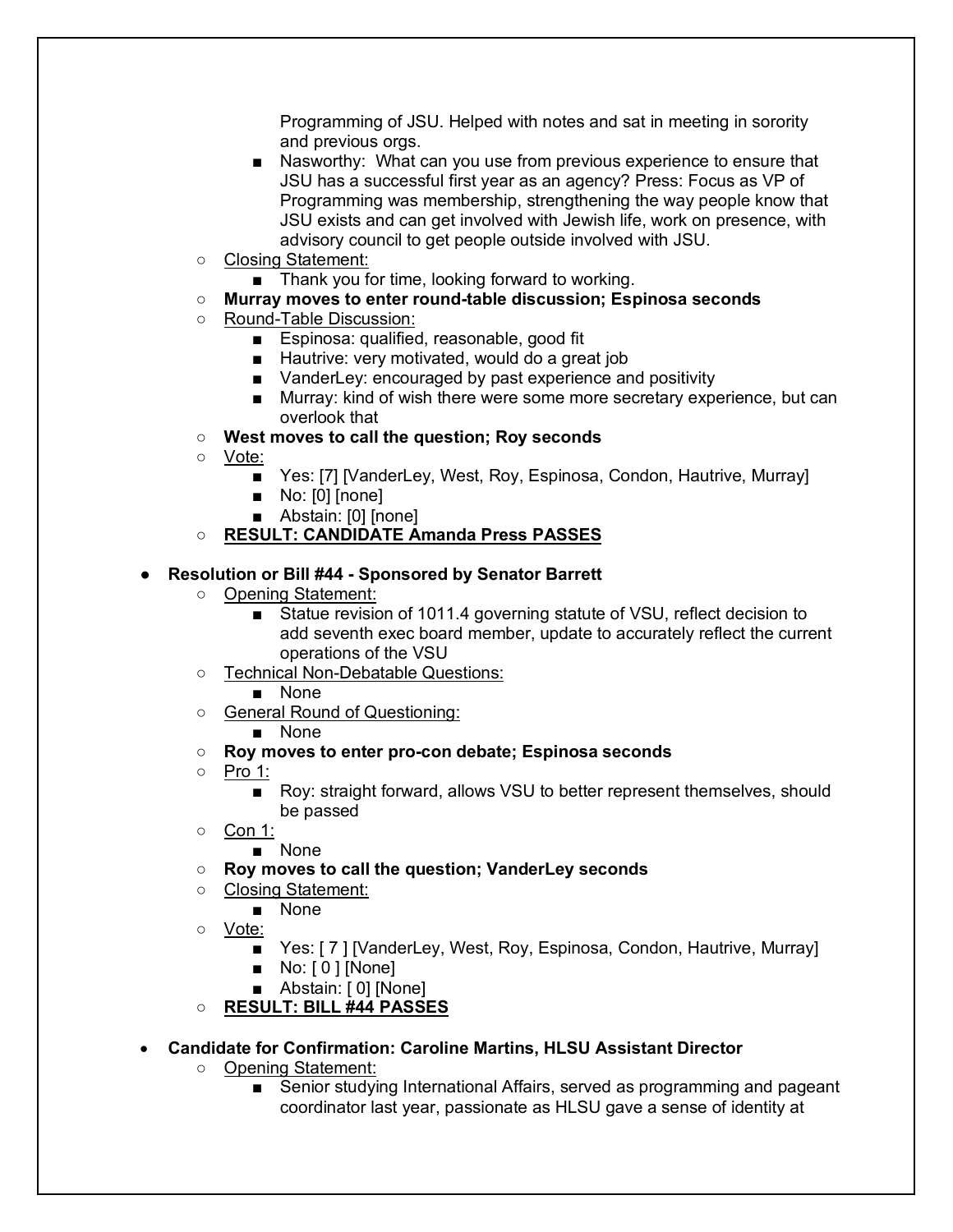- Programming of JSU. Helped with notes and sat in meeting in sorority and previous orgs.
        - Nasworthy: What can you use from previous experience to ensure that JSU has a successful first year as an agency? Press: Focus as VP of Programming was membership, strengthening the way people know that JSU exists and can get involved with Jewish life, work on presence, with advisory council to get people outside involved with JSU.
    - <u>Closing Statement:</u>
        - Thank you for time, looking forward to working.
    - **Murray moves to enter round-table discussion; Espinosa seconds**
    - <u>Round-Table Discussion:</u>
        - Espinosa: qualified, reasonable, good fit
        - Hautrive: very motivated, would do a great job
        - VanderLey: encouraged by past experience and positivity
        - Murray: kind of wish there were some more secretary experience, but can overlook that
    - **West moves to call the question; Roy seconds**
    - <u>Vote:</u>
        - Yes: [7] [VanderLey, West, Roy, Espinosa, Condon, Hautrive, Murray]
        - No: [0] [none]
        - Abstain: [0] [none]
    - **<u>RESULT: CANDIDATE Amanda Press PASSES</u>**

- **Resolution or Bill #44 - Sponsored by Senator Barrett**
    - <u>Opening Statement:</u>
        - Statue revision of 1011.4 governing statute of VSU, reflect decision to add seventh exec board member, update to accurately reflect the current operations of the VSU
    - <u>Technical Non-Debatable Questions:</u>
        - None
    - <u>General Round of Questioning:</u>
        - None
    - **Roy moves to enter pro-con debate; Espinosa seconds**
    - <u>Pro 1:</u>
        - Roy: straight forward, allows VSU to better represent themselves, should be passed
    - <u>Con 1:</u>
        - None
    - **Roy moves to call the question; VanderLey seconds**
    - <u>Closing Statement:</u>
        - None
    - <u>Vote:</u>
        - Yes: [ 7 ] [VanderLey, West, Roy, Espinosa, Condon, Hautrive, Murray]
        - No: [ 0 ] [None]
        - Abstain: [ 0] [None]
    - **<u>RESULT: BILL #44 PASSES</u>**

- **Candidate for Confirmation: Caroline Martins, HLSU Assistant Director**
    - <u>Opening Statement:</u>
        - Senior studying International Affairs, served as programming and pageant coordinator last year, passionate as HLSU gave a sense of identity at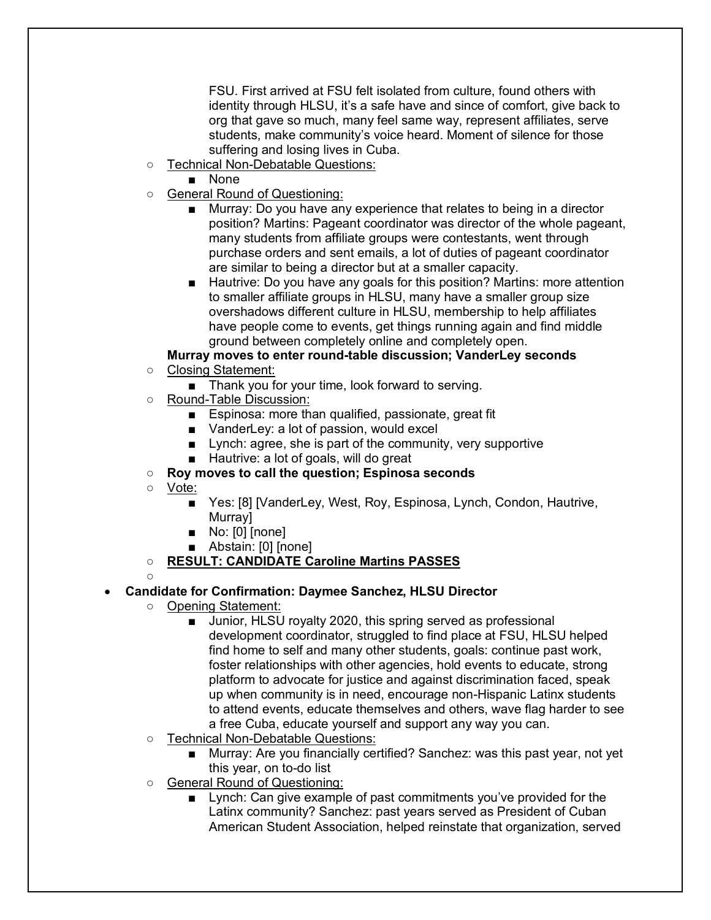FSU. First arrived at FSU felt isolated from culture, found others with identity through HLSU, it's a safe have and since of comfort, give back to org that gave so much, many feel same way, represent affiliates, serve students, make community's voice heard. Moment of silence for those suffering and losing lives in Cuba.

- Technical Non-Debatable Questions:
  - None
- General Round of Questioning:
  - Murray: Do you have any experience that relates to being in a director position? Martins: Pageant coordinator was director of the whole pageant, many students from affiliate groups were contestants, went through purchase orders and sent emails, a lot of duties of pageant coordinator are similar to being a director but at a smaller capacity.
  - Hautrive: Do you have any goals for this position? Martins: more attention to smaller affiliate groups in HLSU, many have a smaller group size overshadows different culture in HLSU, membership to help affiliates have people come to events, get things running again and find middle ground between completely online and completely open.

**Murray moves to enter round-table discussion; VanderLey seconds**

- Closing Statement:
  - Thank you for your time, look forward to serving.
- Round-Table Discussion:
  - Espinosa: more than qualified, passionate, great fit
  - VanderLey: a lot of passion, would excel
  - Lynch: agree, she is part of the community, very supportive
  - Hautrive: a lot of goals, will do great
- **Roy moves to call the question; Espinosa seconds**
- Vote:
  - Yes: [8] [VanderLey, West, Roy, Espinosa, Lynch, Condon, Hautrive, Murray]
  - No: [0] [none]
  - Abstain: [0] [none]
- **RESULT: CANDIDATE Caroline Martins PASSES**

- **Candidate for Confirmation: Daymee Sanchez, HLSU Director**
  - Opening Statement:
    - Junior, HLSU royalty 2020, this spring served as professional development coordinator, struggled to find place at FSU, HLSU helped find home to self and many other students, goals: continue past work, foster relationships with other agencies, hold events to educate, strong platform to advocate for justice and against discrimination faced, speak up when community is in need, encourage non-Hispanic Latinx students to attend events, educate themselves and others, wave flag harder to see a free Cuba, educate yourself and support any way you can.
  - Technical Non-Debatable Questions:
    - Murray: Are you financially certified? Sanchez: was this past year, not yet this year, on to-do list
  - General Round of Questioning:
    - Lynch: Can give example of past commitments you've provided for the Latinx community? Sanchez: past years served as President of Cuban American Student Association, helped reinstate that organization, served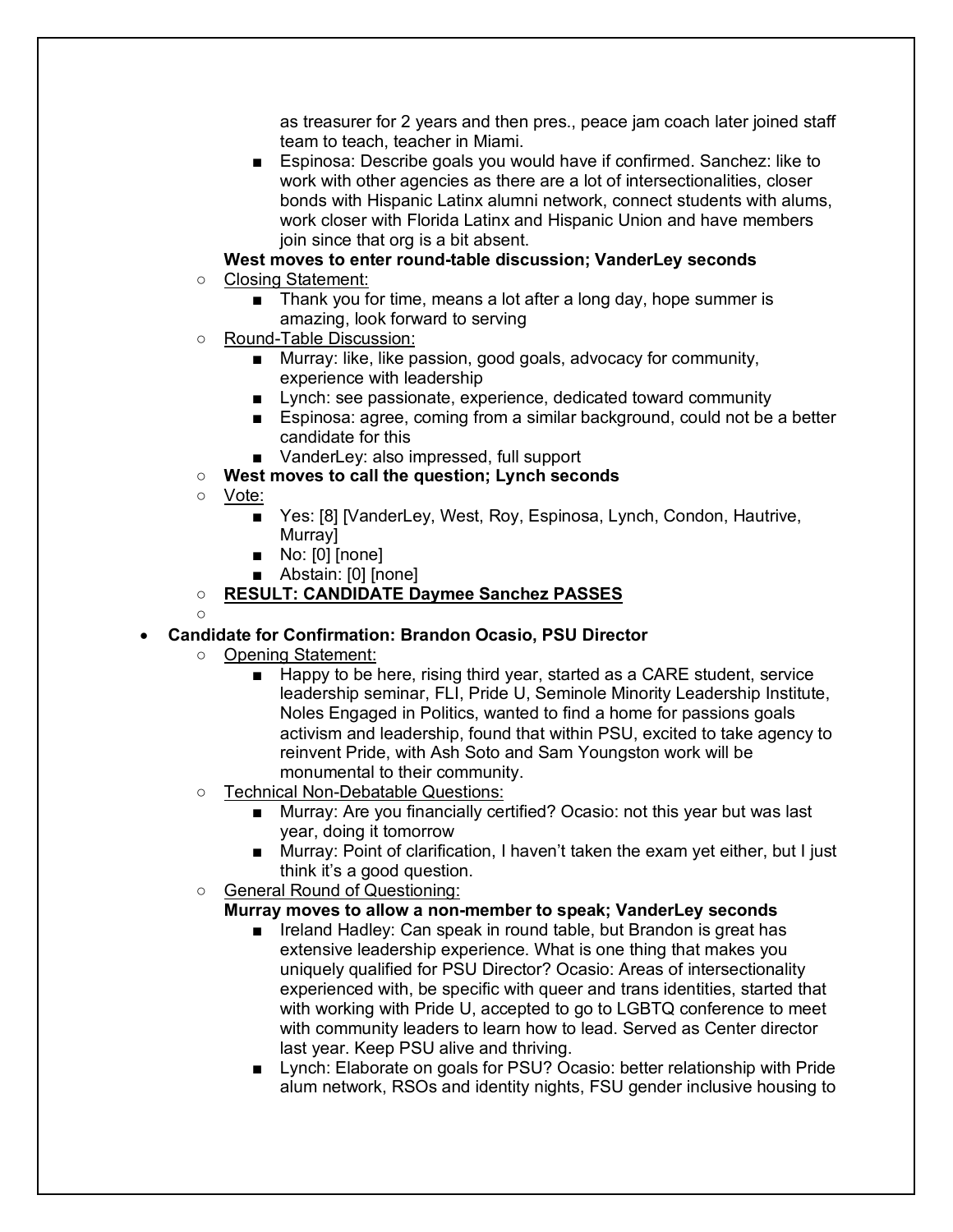- as treasurer for 2 years and then pres., peace jam coach later joined staff team to teach, teacher in Miami.
        - Espinosa: Describe goals you would have if confirmed. Sanchez: like to work with other agencies as there are a lot of intersectionalities, closer bonds with Hispanic Latinx alumni network, connect students with alums, work closer with Florida Latinx and Hispanic Union and have members join since that org is a bit absent.

      **West moves to enter round-table discussion; VanderLey seconds**
    - <u>Closing Statement:</u>
        - Thank you for time, means a lot after a long day, hope summer is amazing, look forward to serving
    - <u>Round-Table Discussion:</u>
        - Murray: like, like passion, good goals, advocacy for community, experience with leadership
        - Lynch: see passionate, experience, dedicated toward community
        - Espinosa: agree, coming from a similar background, could not be a better candidate for this
        - VanderLey: also impressed, full support
    - **West moves to call the question; Lynch seconds**
    - <u>Vote:</u>
        - Yes: [8] [VanderLey, West, Roy, Espinosa, Lynch, Condon, Hautrive, Murray]
        - No: [0] [none]
        - Abstain: [0] [none]
    - **<u>RESULT: CANDIDATE Daymee Sanchez PASSES</u>**
    -

- **Candidate for Confirmation: Brandon Ocasio, PSU Director**
    - <u>Opening Statement:</u>
        - Happy to be here, rising third year, started as a CARE student, service leadership seminar, FLI, Pride U, Seminole Minority Leadership Institute, Noles Engaged in Politics, wanted to find a home for passions goals activism and leadership, found that within PSU, excited to take agency to reinvent Pride, with Ash Soto and Sam Youngston work will be monumental to their community.
    - <u>Technical Non-Debatable Questions:</u>
        - Murray: Are you financially certified? Ocasio: not this year but was last year, doing it tomorrow
        - Murray: Point of clarification, I haven't taken the exam yet either, but I just think it's a good question.
    - <u>General Round of Questioning:</u>

      **Murray moves to allow a non-member to speak; VanderLey seconds**
        - Ireland Hadley: Can speak in round table, but Brandon is great has extensive leadership experience. What is one thing that makes you uniquely qualified for PSU Director? Ocasio: Areas of intersectionality experienced with, be specific with queer and trans identities, started that with working with Pride U, accepted to go to LGBTQ conference to meet with community leaders to learn how to lead. Served as Center director last year. Keep PSU alive and thriving.
        - Lynch: Elaborate on goals for PSU? Ocasio: better relationship with Pride alum network, RSOs and identity nights, FSU gender inclusive housing to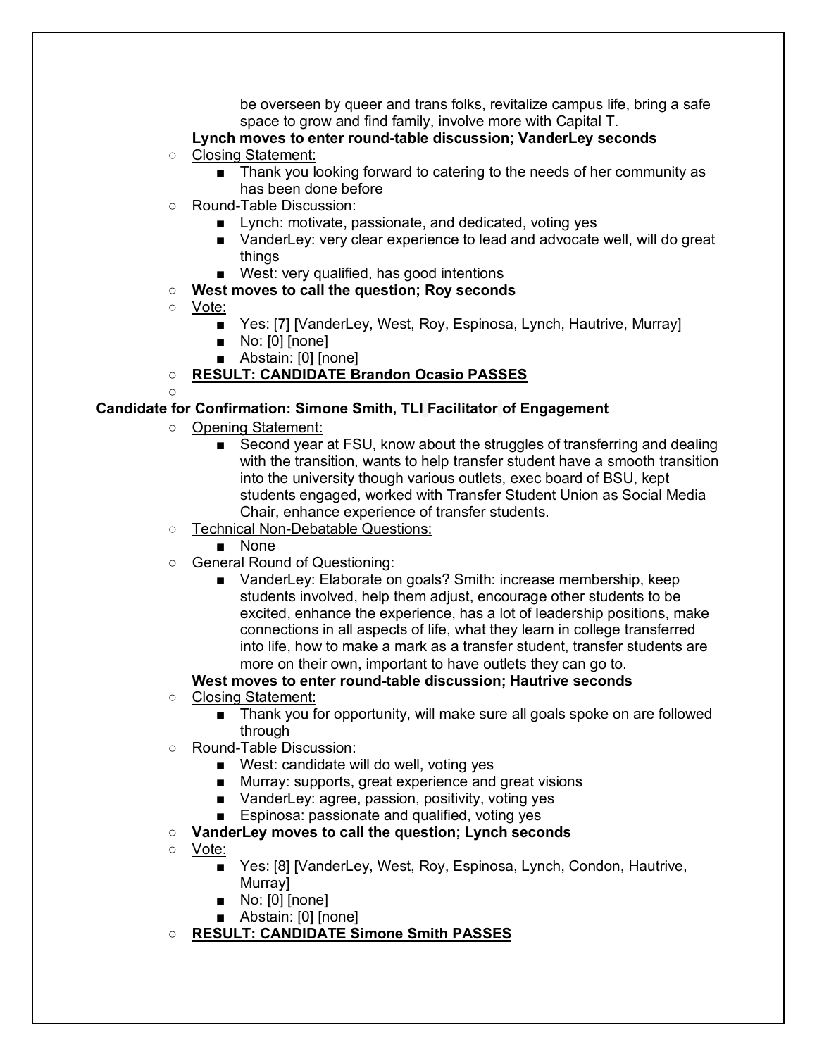- be overseen by queer and trans folks, revitalize campus life, bring a safe space to grow and find family, involve more with Capital T.

  **Lynch moves to enter round-table discussion; VanderLey seconds**

- Closing Statement:
  - Thank you looking forward to catering to the needs of her community as has been done before
- Round-Table Discussion:
  - Lynch: motivate, passionate, and dedicated, voting yes
  - VanderLey: very clear experience to lead and advocate well, will do great things
  - West: very qualified, has good intentions
- **West moves to call the question; Roy seconds**
- Vote:
  - Yes: [7] [VanderLey, West, Roy, Espinosa, Lynch, Hautrive, Murray]
  - No: [0] [none]
  - Abstain: [0] [none]
- **RESULT: CANDIDATE Brandon Ocasio PASSES**
-

**Candidate for Confirmation: Simone Smith, TLI Facilitator of Engagement**

- Opening Statement:
  - Second year at FSU, know about the struggles of transferring and dealing with the transition, wants to help transfer student have a smooth transition into the university though various outlets, exec board of BSU, kept students engaged, worked with Transfer Student Union as Social Media Chair, enhance experience of transfer students.
- Technical Non-Debatable Questions:
  - None
- General Round of Questioning:
  - VanderLey: Elaborate on goals? Smith: increase membership, keep students involved, help them adjust, encourage other students to be excited, enhance the experience, has a lot of leadership positions, make connections in all aspects of life, what they learn in college transferred into life, how to make a mark as a transfer student, transfer students are more on their own, important to have outlets they can go to.

  **West moves to enter round-table discussion; Hautrive seconds**

- Closing Statement:
  - Thank you for opportunity, will make sure all goals spoke on are followed through
- Round-Table Discussion:
  - West: candidate will do well, voting yes
  - Murray: supports, great experience and great visions
  - VanderLey: agree, passion, positivity, voting yes
  - Espinosa: passionate and qualified, voting yes
- **VanderLey moves to call the question; Lynch seconds**
- Vote:
  - Yes: [8] [VanderLey, West, Roy, Espinosa, Lynch, Condon, Hautrive, Murray]
  - No: [0] [none]
  - Abstain: [0] [none]
- **RESULT: CANDIDATE Simone Smith PASSES**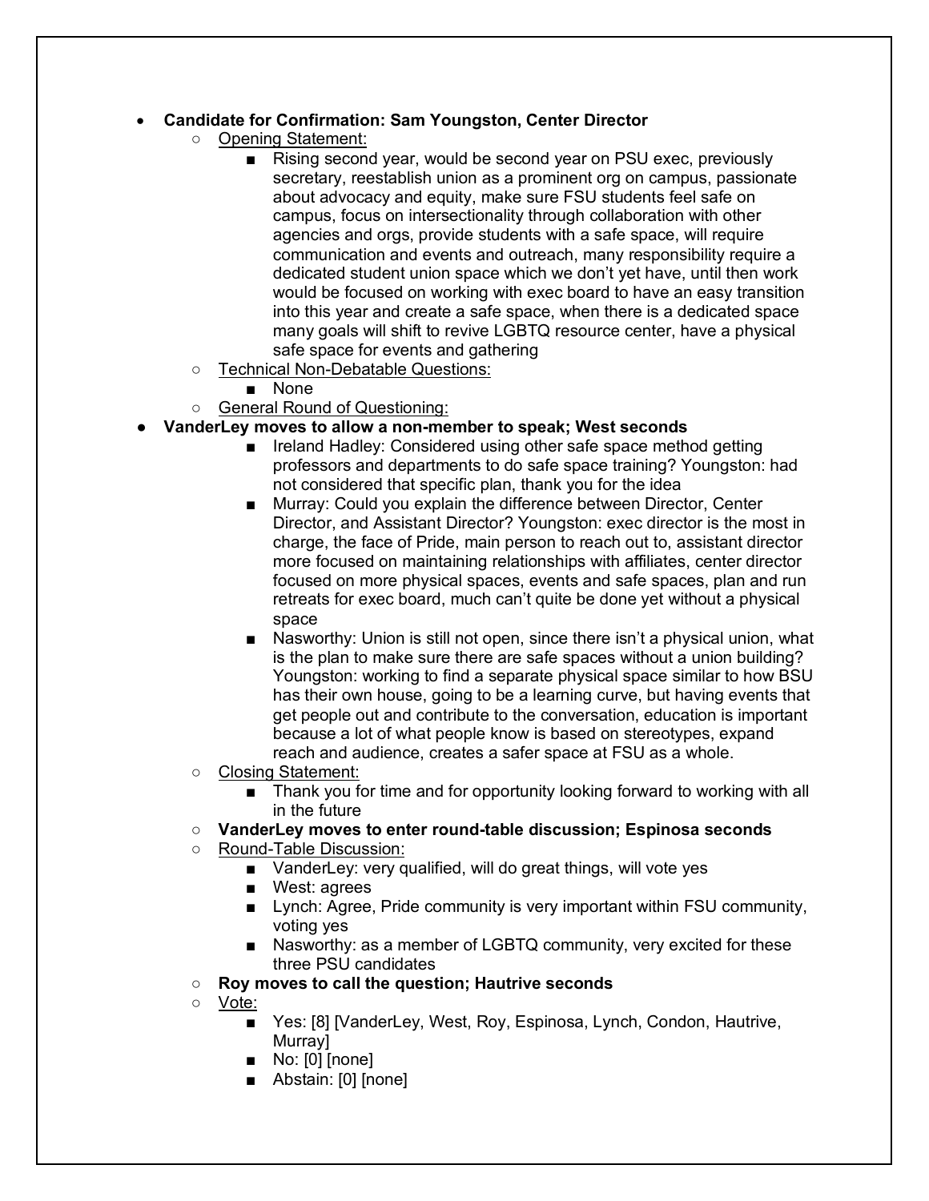- **Candidate for Confirmation: Sam Youngston, Center Director**
    - Opening Statement:
        - Rising second year, would be second year on PSU exec, previously secretary, reestablish union as a prominent org on campus, passionate about advocacy and equity, make sure FSU students feel safe on campus, focus on intersectionality through collaboration with other agencies and orgs, provide students with a safe space, will require communication and events and outreach, many responsibility require a dedicated student union space which we don't yet have, until then work would be focused on working with exec board to have an easy transition into this year and create a safe space, when there is a dedicated space many goals will shift to revive LGBTQ resource center, have a physical safe space for events and gathering
    - Technical Non-Debatable Questions:
        - None
    - General Round of Questioning:
- **VanderLey moves to allow a non-member to speak; West seconds**
        - Ireland Hadley: Considered using other safe space method getting professors and departments to do safe space training? Youngston: had not considered that specific plan, thank you for the idea
        - Murray: Could you explain the difference between Director, Center Director, and Assistant Director? Youngston: exec director is the most in charge, the face of Pride, main person to reach out to, assistant director more focused on maintaining relationships with affiliates, center director focused on more physical spaces, events and safe spaces, plan and run retreats for exec board, much can't quite be done yet without a physical space
        - Nasworthy: Union is still not open, since there isn't a physical union, what is the plan to make sure there are safe spaces without a union building? Youngston: working to find a separate physical space similar to how BSU has their own house, going to be a learning curve, but having events that get people out and contribute to the conversation, education is important because a lot of what people know is based on stereotypes, expand reach and audience, creates a safer space at FSU as a whole.
    - Closing Statement:
        - Thank you for time and for opportunity looking forward to working with all in the future
    - **VanderLey moves to enter round-table discussion; Espinosa seconds**
    - Round-Table Discussion:
        - VanderLey: very qualified, will do great things, will vote yes
        - West: agrees
        - Lynch: Agree, Pride community is very important within FSU community, voting yes
        - Nasworthy: as a member of LGBTQ community, very excited for these three PSU candidates
    - **Roy moves to call the question; Hautrive seconds**
    - Vote:
        - Yes: [8] [VanderLey, West, Roy, Espinosa, Lynch, Condon, Hautrive, Murray]
        - No: [0] [none]
        - Abstain: [0] [none]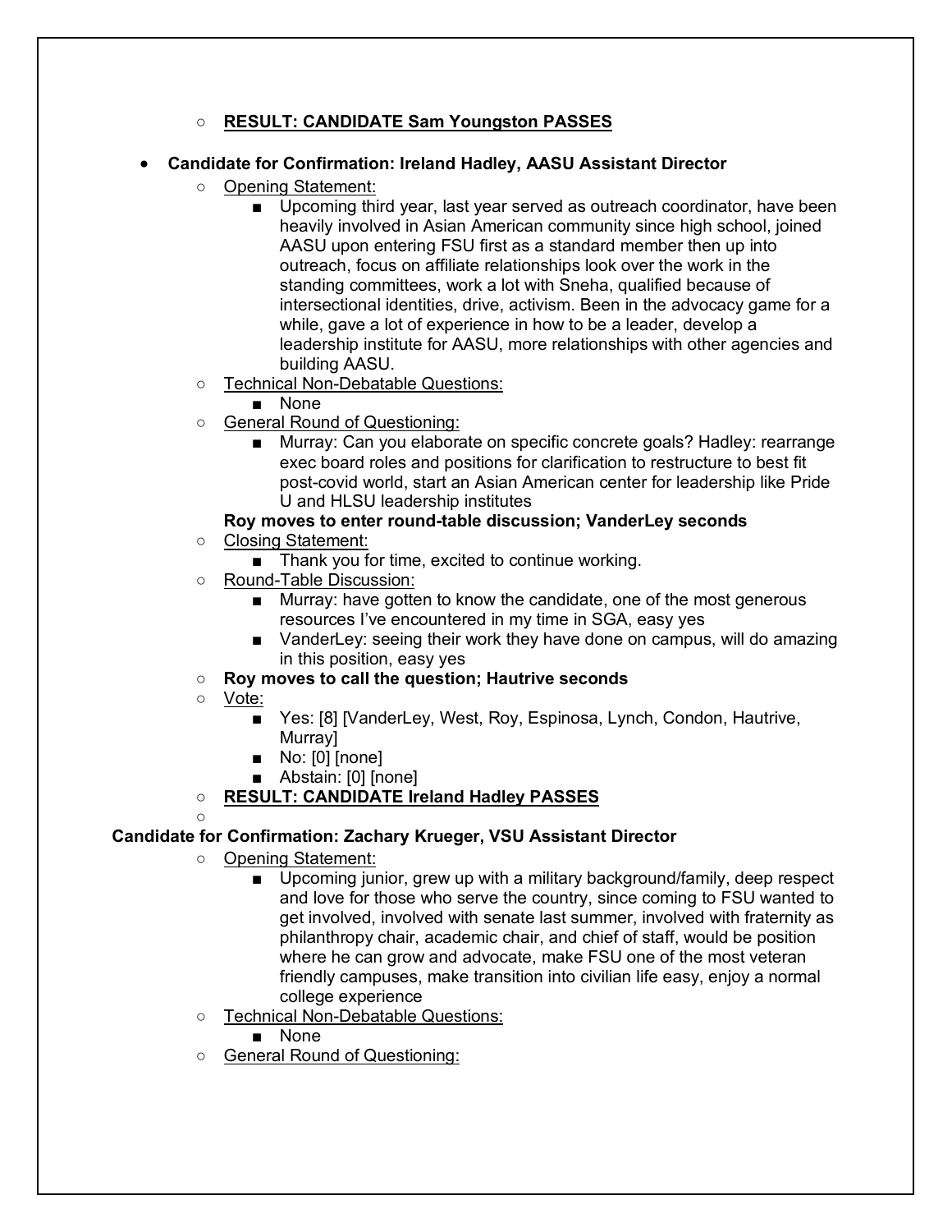- **RESULT: CANDIDATE Sam Youngston PASSES**

- **Candidate for Confirmation: Ireland Hadley, AASU Assistant Director**
  - Opening Statement:
    - Upcoming third year, last year served as outreach coordinator, have been heavily involved in Asian American community since high school, joined AASU upon entering FSU first as a standard member then up into outreach, focus on affiliate relationships look over the work in the standing committees, work a lot with Sneha, qualified because of intersectional identities, drive, activism. Been in the advocacy game for a while, gave a lot of experience in how to be a leader, develop a leadership institute for AASU, more relationships with other agencies and building AASU.
  - Technical Non-Debatable Questions:
    - None
  - General Round of Questioning:
    - Murray: Can you elaborate on specific concrete goals? Hadley: rearrange exec board roles and positions for clarification to restructure to best fit post-covid world, start an Asian American center for leadership like Pride U and HLSU leadership institutes

  **Roy moves to enter round-table discussion; VanderLey seconds**
  - Closing Statement:
    - Thank you for time, excited to continue working.
  - Round-Table Discussion:
    - Murray: have gotten to know the candidate, one of the most generous resources I've encountered in my time in SGA, easy yes
    - VanderLey: seeing their work they have done on campus, will do amazing in this position, easy yes
  - **Roy moves to call the question; Hautrive seconds**
  - Vote:
    - Yes: [8] [VanderLey, West, Roy, Espinosa, Lynch, Condon, Hautrive, Murray]
    - No: [0] [none]
    - Abstain: [0] [none]
  - **RESULT: CANDIDATE Ireland Hadley PASSES**

**Candidate for Confirmation: Zachary Krueger, VSU Assistant Director**
  - Opening Statement:
    - Upcoming junior, grew up with a military background/family, deep respect and love for those who serve the country, since coming to FSU wanted to get involved, involved with senate last summer, involved with fraternity as philanthropy chair, academic chair, and chief of staff, would be position where he can grow and advocate, make FSU one of the most veteran friendly campuses, make transition into civilian life easy, enjoy a normal college experience
  - Technical Non-Debatable Questions:
    - None
  - General Round of Questioning: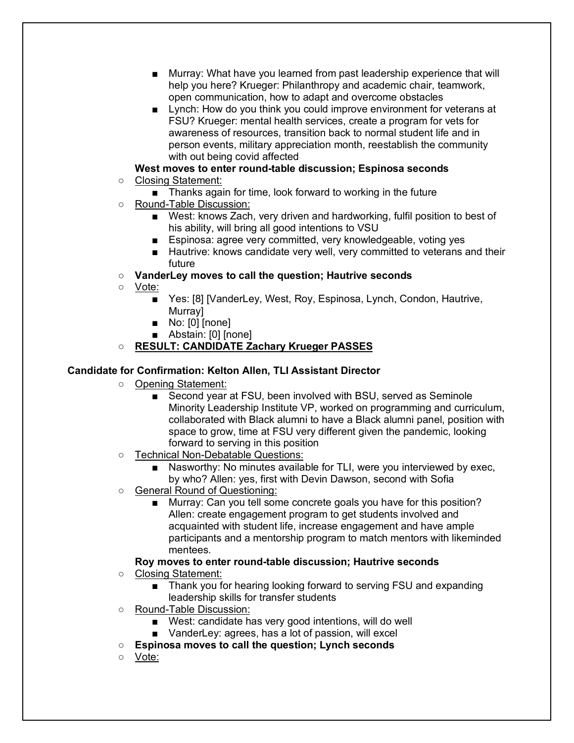- Murray: What have you learned from past leadership experience that will help you here? Krueger: Philanthropy and academic chair, teamwork, open communication, how to adapt and overcome obstacles
    - Lynch: How do you think you could improve environment for veterans at FSU? Krueger: mental health services, create a program for vets for awareness of resources, transition back to normal student life and in person events, military appreciation month, reestablish the community with out being covid affected

  **West moves to enter round-table discussion; Espinosa seconds**
- Closing Statement:
    - Thanks again for time, look forward to working in the future
- Round-Table Discussion:
    - West: knows Zach, very driven and hardworking, fulfil position to best of his ability, will bring all good intentions to VSU
    - Espinosa: agree very committed, very knowledgeable, voting yes
    - Hautrive: knows candidate very well, very committed to veterans and their future
- **VanderLey moves to call the question; Hautrive seconds**
- Vote:
    - Yes: [8] [VanderLey, West, Roy, Espinosa, Lynch, Condon, Hautrive, Murray]
    - No: [0] [none]
    - Abstain: [0] [none]
- **RESULT: CANDIDATE Zachary Krueger PASSES**

**Candidate for Confirmation: Kelton Allen, TLI Assistant Director**

- Opening Statement:
    - Second year at FSU, been involved with BSU, served as Seminole Minority Leadership Institute VP, worked on programming and curriculum, collaborated with Black alumni to have a Black alumni panel, position with space to grow, time at FSU very different given the pandemic, looking forward to serving in this position
- Technical Non-Debatable Questions:
    - Nasworthy: No minutes available for TLI, were you interviewed by exec, by who? Allen: yes, first with Devin Dawson, second with Sofia
- General Round of Questioning:
    - Murray: Can you tell some concrete goals you have for this position? Allen: create engagement program to get students involved and acquainted with student life, increase engagement and have ample participants and a mentorship program to match mentors with likeminded mentees.

  **Roy moves to enter round-table discussion; Hautrive seconds**
- Closing Statement:
    - Thank you for hearing looking forward to serving FSU and expanding leadership skills for transfer students
- Round-Table Discussion:
    - West: candidate has very good intentions, will do well
    - VanderLey: agrees, has a lot of passion, will excel
- **Espinosa moves to call the question; Lynch seconds**
- Vote: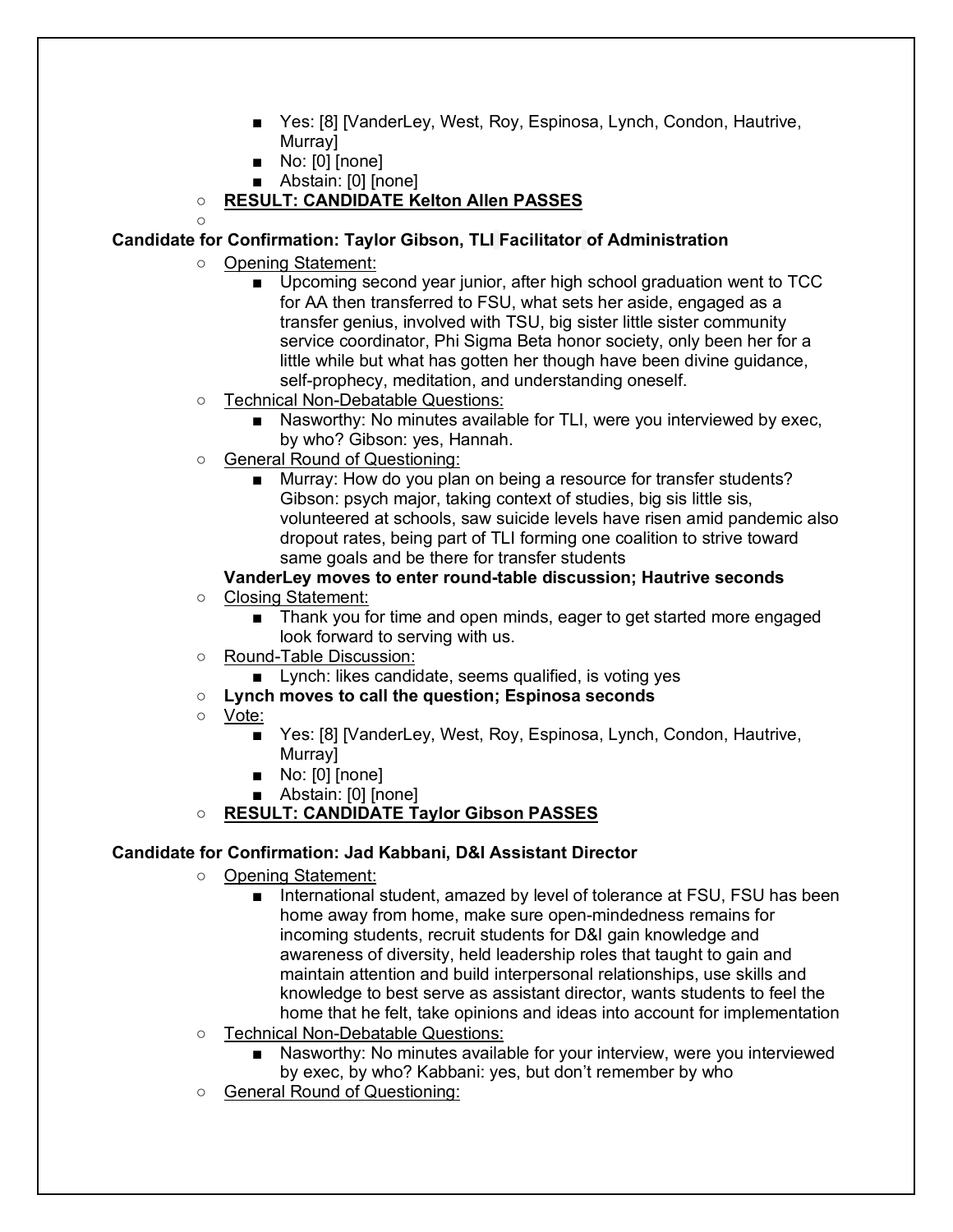- Yes: [8] [VanderLey, West, Roy, Espinosa, Lynch, Condon, Hautrive, Murray]
        - No: [0] [none]
        - Abstain: [0] [none]
    - **RESULT: CANDIDATE Kelton Allen PASSES**

**Candidate for Confirmation: Taylor Gibson, TLI Facilitator of Administration**

- Opening Statement:
    - Upcoming second year junior, after high school graduation went to TCC for AA then transferred to FSU, what sets her aside, engaged as a transfer genius, involved with TSU, big sister little sister community service coordinator, Phi Sigma Beta honor society, only been her for a little while but what has gotten her though have been divine guidance, self-prophecy, meditation, and understanding oneself.
- Technical Non-Debatable Questions:
    - Nasworthy: No minutes available for TLI, were you interviewed by exec, by who? Gibson: yes, Hannah.
- General Round of Questioning:
    - Murray: How do you plan on being a resource for transfer students? Gibson: psych major, taking context of studies, big sis little sis, volunteered at schools, saw suicide levels have risen amid pandemic also dropout rates, being part of TLI forming one coalition to strive toward same goals and be there for transfer students

  **VanderLey moves to enter round-table discussion; Hautrive seconds**
- Closing Statement:
    - Thank you for time and open minds, eager to get started more engaged look forward to serving with us.
- Round-Table Discussion:
    - Lynch: likes candidate, seems qualified, is voting yes
- **Lynch moves to call the question; Espinosa seconds**
- Vote:
    - Yes: [8] [VanderLey, West, Roy, Espinosa, Lynch, Condon, Hautrive, Murray]
    - No: [0] [none]
    - Abstain: [0] [none]
- **RESULT: CANDIDATE Taylor Gibson PASSES**

**Candidate for Confirmation: Jad Kabbani, D&I Assistant Director**

- Opening Statement:
    - International student, amazed by level of tolerance at FSU, FSU has been home away from home, make sure open-mindedness remains for incoming students, recruit students for D&I gain knowledge and awareness of diversity, held leadership roles that taught to gain and maintain attention and build interpersonal relationships, use skills and knowledge to best serve as assistant director, wants students to feel the home that he felt, take opinions and ideas into account for implementation
- Technical Non-Debatable Questions:
    - Nasworthy: No minutes available for your interview, were you interviewed by exec, by who? Kabbani: yes, but don't remember by who
- General Round of Questioning: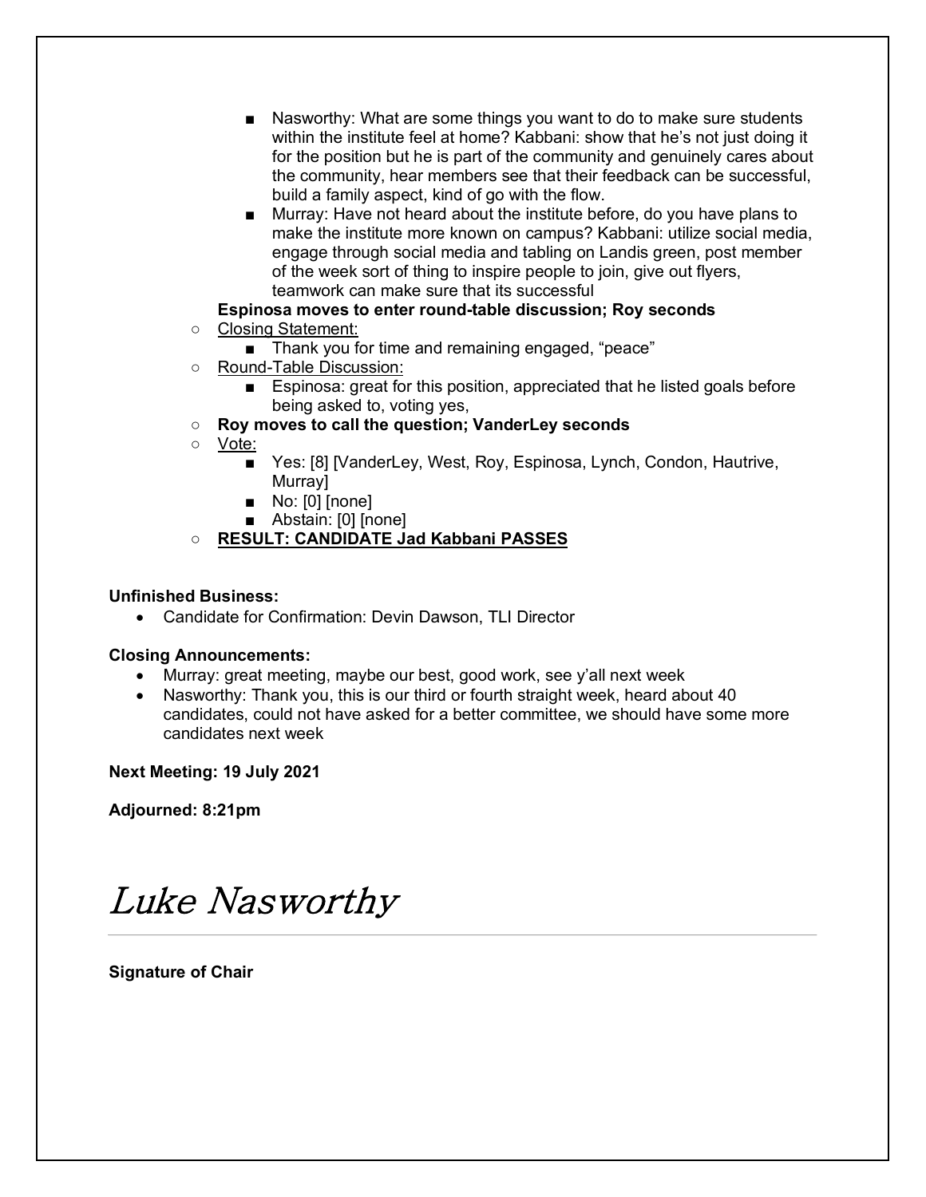- Nasworthy: What are some things you want to do to make sure students within the institute feel at home? Kabbani: show that he's not just doing it for the position but he is part of the community and genuinely cares about the community, hear members see that their feedback can be successful, build a family aspect, kind of go with the flow.
        - Murray: Have not heard about the institute before, do you have plans to make the institute more known on campus? Kabbani: utilize social media, engage through social media and tabling on Landis green, post member of the week sort of thing to inspire people to join, give out flyers, teamwork can make sure that its successful

    **Espinosa moves to enter round-table discussion; Roy seconds**

    - Closing Statement:
        - Thank you for time and remaining engaged, "peace"
    - Round-Table Discussion:
        - Espinosa: great for this position, appreciated that he listed goals before being asked to, voting yes,
    - **Roy moves to call the question; VanderLey seconds**
    - Vote:
        - Yes: [8] [VanderLey, West, Roy, Espinosa, Lynch, Condon, Hautrive, Murray]
        - No: [0] [none]
        - Abstain: [0] [none]
    - **RESULT: CANDIDATE Jad Kabbani PASSES**

**Unfinished Business:**

- Candidate for Confirmation: Devin Dawson, TLI Director

**Closing Announcements:**

- Murray: great meeting, maybe our best, good work, see y'all next week
- Nasworthy: Thank you, this is our third or fourth straight week, heard about 40 candidates, could not have asked for a better committee, we should have some more candidates next week

**Next Meeting: 19 July 2021**

**Adjourned: 8:21pm**

*Luke Nasworthy*

---

**Signature of Chair**